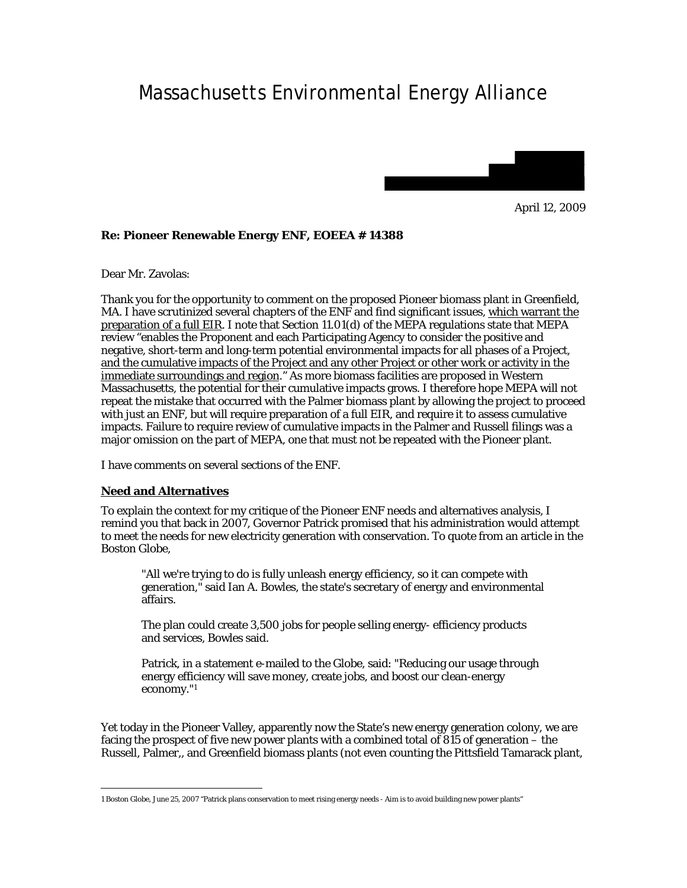# Massachusetts Environmental Energy Alliance

April 12, 2009

**Re: Pioneer Renewable Energy ENF, EOEEA # 14388**

Dear Mr. Zavolas:

Thank you for the opportunity to comment on the proposed Pioneer biomass plant in Greenfield, MA. I have scrutinized several chapters of the ENF and find significant issues, which warrant the preparation of a full EIR. I note that Section 11.01(d) of the MEPA regulations state that MEPA review "enables the Proponent and each Participating Agency to consider the positive and negative, short-term and long-term potential environmental impacts for all phases of a Project, and the cumulative impacts of the Project and any other Project or other work or activity in the immediate surroundings and region." As more biomass facilities are proposed in Western Massachusetts, the potential for their cumulative impacts grows. I therefore hope MEPA will not repeat the mistake that occurred with the Palmer biomass plant by allowing the project to proceed with just an ENF, but will require preparation of a full EIR, and require it to assess cumulative impacts. Failure to require review of cumulative impacts in the Palmer and Russell filings was a major omission on the part of MEPA, one that must not be repeated with the Pioneer plant.

I have comments on several sections of the ENF.

**Need and Alternatives**

To explain the context for my critique of the Pioneer ENF needs and alternatives analysis, I remind you that back in 2007, Governor Patrick promised that his administration would attempt to meet the needs for new electricity generation with conservation. To quote from an article in the Boston Globe,

> "All we're trying to do is fully unleash energy efficiency, so it can compete with generation," said Ian A. Bowles, the state's secretary of energy and environmental affairs.
>
> The plan could create 3,500 jobs for people selling energy- efficiency products and services, Bowles said.
>
> Patrick, in a statement e-mailed to the Globe, said: "Reducing our usage through energy efficiency will save money, create jobs, and boost our clean-energy economy."[1]

Yet today in the Pioneer Valley, apparently now the State's new energy generation colony, we are facing the prospect of five new power plants with a combined total of 815 of generation – the Russell, Palmer,, and Greenfield biomass plants (not even counting the Pittsfield Tamarack plant,

---

1 Boston Globe, June 25, 2007 "Patrick plans conservation to meet rising energy needs - Aim is to avoid building new power plants"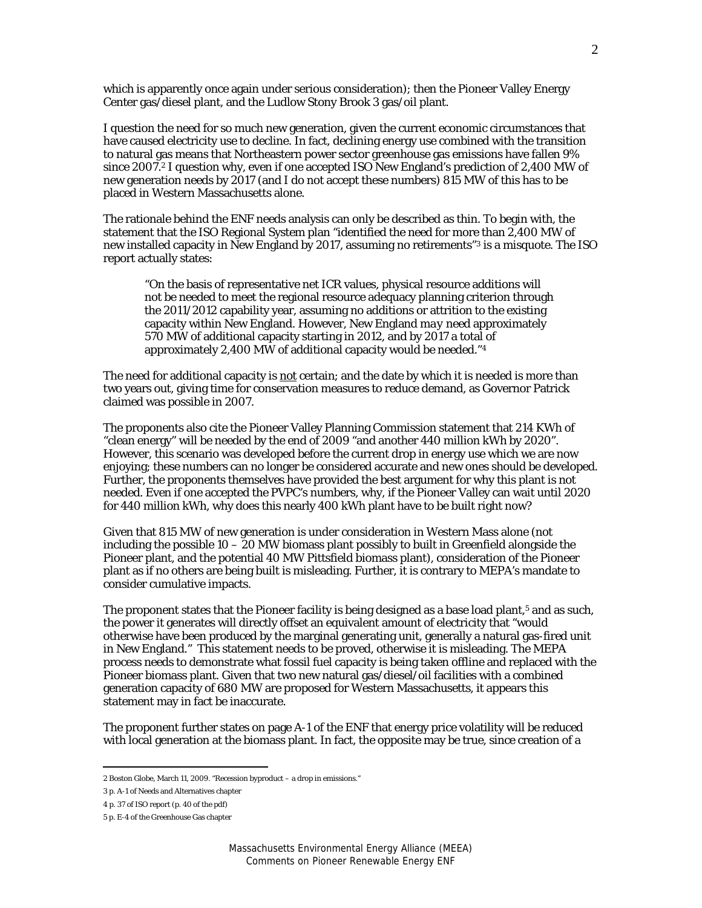which is apparently once again under serious consideration); then the Pioneer Valley Energy Center gas/diesel plant, and the Ludlow Stony Brook 3 gas/oil plant.

I question the need for so much new generation, given the current economic circumstances that have caused electricity use to decline. In fact, declining energy use combined with the transition to natural gas means that Northeastern power sector greenhouse gas emissions have fallen 9% since 2007.[2] I question why, even if one accepted ISO New England's prediction of 2,400 MW of new generation needs by 2017 (and I do not accept these numbers) 815 MW of this has to be placed in Western Massachusetts alone.

The rationale behind the ENF needs analysis can only be described as thin. To begin with, the statement that the ISO Regional System plan "identified the need for more than 2,400 MW of new installed capacity in New England by 2017, assuming no retirements"[3] is a misquote. The ISO report actually states:

> "On the basis of representative net ICR values, physical resource additions will not be needed to meet the regional resource adequacy planning criterion through the 2011/2012 capability year, assuming no additions or attrition to the existing capacity within New England. However, New England *may* need approximately 570 MW of additional capacity starting in 2012, and by 2017 a total of approximately 2,400 MW of additional capacity would be needed."[4]

The need for additional capacity is <u>not</u> certain; and the date by which it is needed is more than two years out, giving time for conservation measures to reduce demand, as Governor Patrick claimed was possible in 2007.

The proponents also cite the Pioneer Valley Planning Commission statement that 214 KWh of "clean energy" will be needed by the end of 2009 "and another 440 million kWh by 2020". However, this scenario was developed before the current drop in energy use which we are now enjoying; these numbers can no longer be considered accurate and new ones should be developed. Further, the proponents themselves have provided the best argument for why this plant is not needed. Even if one accepted the PVPC's numbers, why, if the Pioneer Valley can wait until 2020 for 440 million kWh, why does this nearly 400 kWh plant have to be built right now?

Given that 815 MW of new generation is under consideration in Western Mass alone (not including the possible 10 – 20 MW biomass plant possibly to built in Greenfield alongside the Pioneer plant, and the potential 40 MW Pittsfield biomass plant), consideration of the Pioneer plant as if no others are being built is misleading. Further, it is contrary to MEPA's mandate to consider cumulative impacts.

The proponent states that the Pioneer facility is being designed as a base load plant,[5] and as such, the power it generates will directly offset an equivalent amount of electricity that "would otherwise have been produced by the marginal generating unit, generally a natural gas-fired unit in New England." This statement needs to be proved, otherwise it is misleading. The MEPA process needs to demonstrate what fossil fuel capacity is being taken offline and replaced with the Pioneer biomass plant. Given that two new natural gas/diesel/oil facilities with a combined generation capacity of 680 MW are proposed for Western Massachusetts, it appears this statement may in fact be inaccurate.

The proponent further states on page A-1 of the ENF that energy price volatility will be reduced with local generation at the biomass plant. In fact, the opposite may be true, since creation of a

---

2 Boston Globe, March 11, 2009. "Recession byproduct – a drop in emissions."

3 p. A-1 of Needs and Alternatives chapter

4 p. 37 of ISO report (p. 40 of the pdf)

5 p. E-4 of the Greenhouse Gas chapter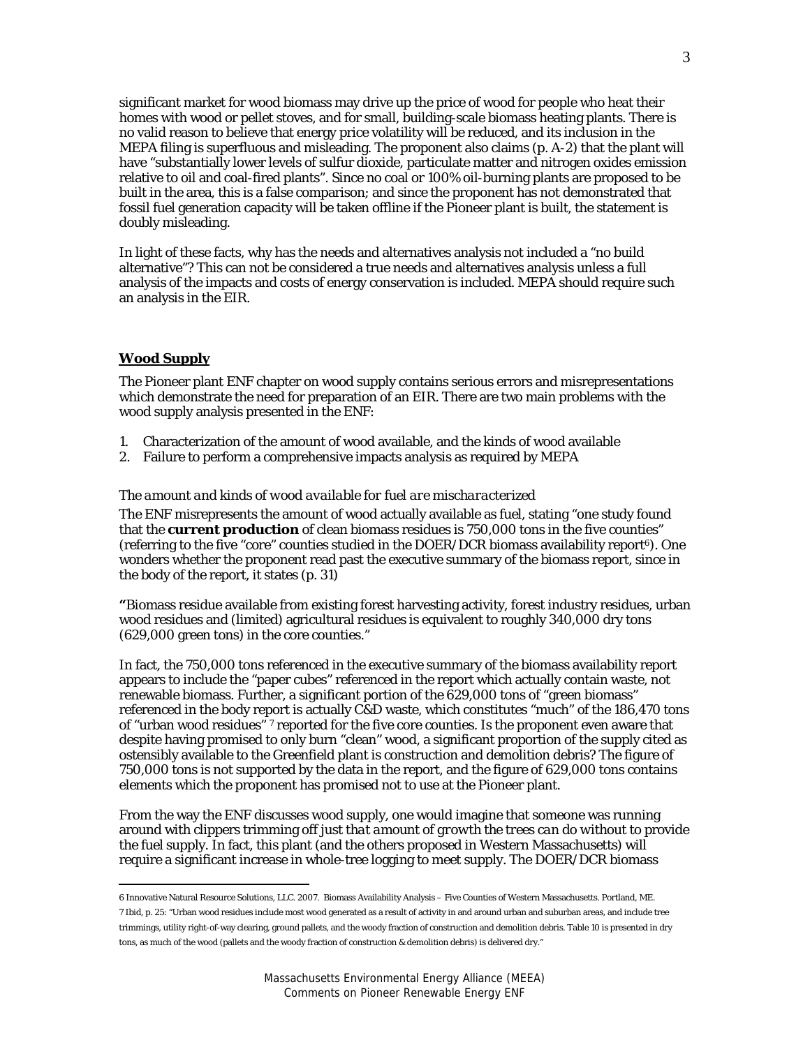significant market for wood biomass may drive up the price of wood for people who heat their homes with wood or pellet stoves, and for small, building-scale biomass heating plants. There is no valid reason to believe that energy price volatility will be reduced, and its inclusion in the MEPA filing is superfluous and misleading. The proponent also claims (p. A-2) that the plant will have "substantially lower levels of sulfur dioxide, particulate matter and nitrogen oxides emission relative to oil and coal-fired plants". Since no coal or 100% oil-burning plants are proposed to be built in the area, this is a false comparison; and since the proponent has not demonstrated that fossil fuel generation capacity will be taken offline if the Pioneer plant is built, the statement is doubly misleading.

In light of these facts, why has the needs and alternatives analysis not included a "no build alternative"? This can not be considered a true needs and alternatives analysis unless a full analysis of the impacts and costs of energy conservation is included. MEPA should require such an analysis in the EIR.

## Wood Supply

The Pioneer plant ENF chapter on wood supply contains serious errors and misrepresentations which demonstrate the need for preparation of an EIR. There are two main problems with the wood supply analysis presented in the ENF:

1. Characterization of the amount of wood available, and the kinds of wood available
2. Failure to perform a comprehensive impacts analysis as required by MEPA

### *The amount and kinds of wood available for fuel are mischaracterized*

The ENF misrepresents the amount of wood actually available as fuel, stating "one study found that the **current production** of clean biomass residues is 750,000 tons in the five counties" (referring to the five "core" counties studied in the DOER/DCR biomass availability report[6]). One wonders whether the proponent read past the executive summary of the biomass report, since in the body of the report, it states (p. 31)

**"**Biomass residue available from existing forest harvesting activity, forest industry residues, urban wood residues and (limited) agricultural residues is equivalent to roughly 340,000 dry tons (629,000 green tons) in the core counties."

In fact, the 750,000 tons referenced in the executive summary of the biomass availability report appears to include the "paper cubes" referenced in the report which actually contain waste, not renewable biomass. Further, a significant portion of the 629,000 tons of "green biomass" referenced in the body report is actually C&D waste, which constitutes "much" of the 186,470 tons of "urban wood residues" [7] reported for the five core counties. Is the proponent even aware that despite having promised to only burn "clean" wood, a significant proportion of the supply cited as ostensibly available to the Greenfield plant is construction and demolition debris? The figure of 750,000 tons is not supported by the data in the report, and the figure of 629,000 tons contains elements which the proponent has promised not to use at the Pioneer plant.

From the way the ENF discusses wood supply, one would imagine that someone was running around with clippers trimming off just *that amount of growth the trees can do without* to provide the fuel supply. In fact, this plant (and the others proposed in Western Massachusetts) will require a significant increase in whole-tree logging to meet supply. The DOER/DCR biomass

---

6 Innovative Natural Resource Solutions, LLC. 2007. Biomass Availability Analysis – Five Counties of Western Massachusetts. Portland, ME.

7 Ibid, p. 25: "Urban wood residues include most wood generated as a result of activity in and around urban and suburban areas, and include tree trimmings, utility right-of-way clearing, ground pallets, and the woody fraction of construction and demolition debris. Table 10 is presented in dry tons, as much of the wood (pallets and the woody fraction of construction & demolition debris) is delivered dry."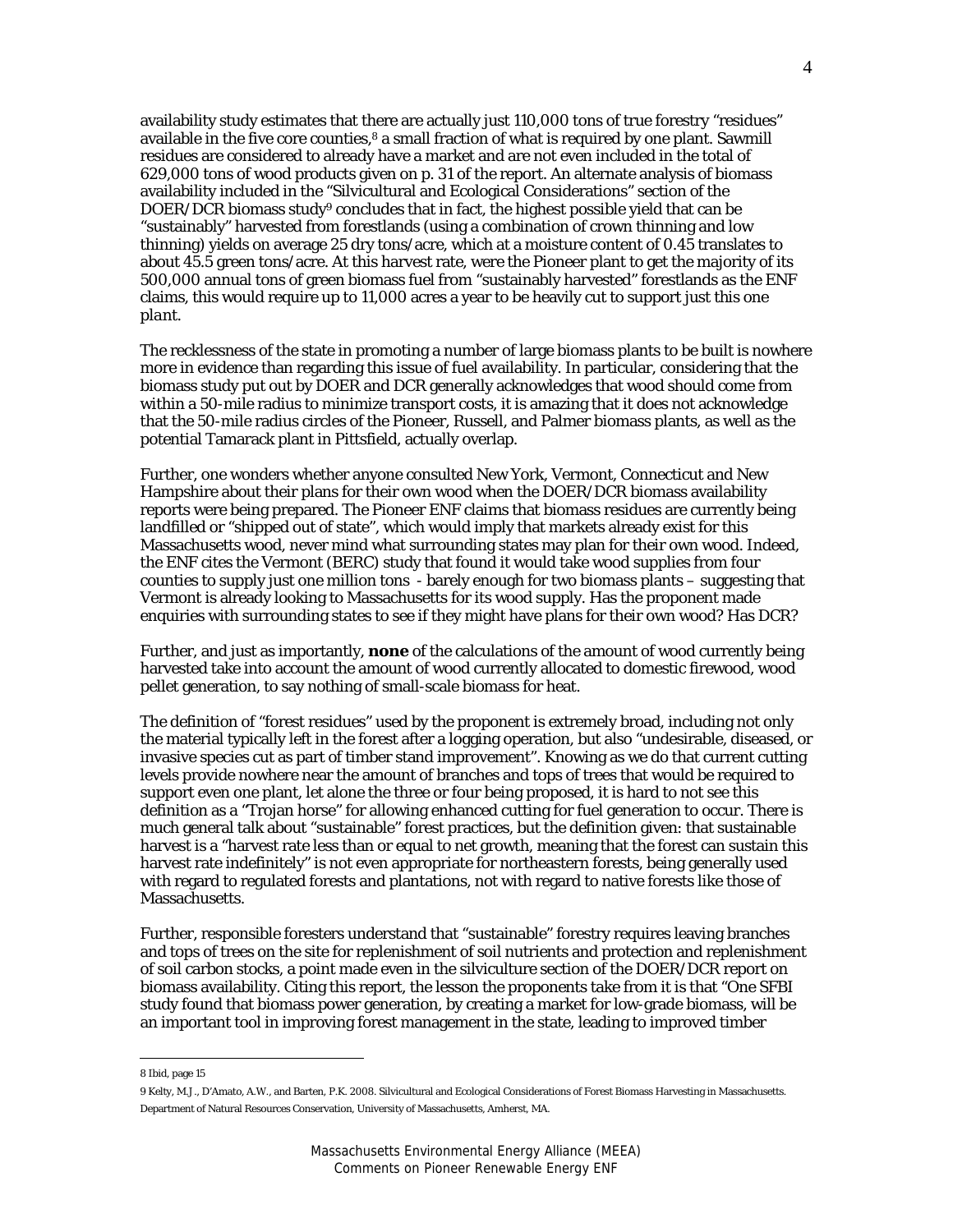availability study estimates that there are actually just 110,000 tons of true forestry "residues" available in the five core counties,[8] a small fraction of what is required by one plant. Sawmill residues are considered to already have a market and are not even included in the total of 629,000 tons of wood products given on p. 31 of the report. An alternate analysis of biomass availability included in the "Silvicultural and Ecological Considerations" section of the DOER/DCR biomass study[9] concludes that in fact, the highest possible yield that can be "sustainably" harvested from forestlands (using a combination of crown thinning and low thinning) yields on average 25 dry tons/acre, which at a moisture content of 0.45 translates to about 45.5 green tons/acre. At this harvest rate, were the Pioneer plant to get the majority of its 500,000 annual tons of green biomass fuel from "sustainably harvested" forestlands as the ENF claims, this would require up to 11,000 acres a year to be heavily cut to support just this one plant.

The recklessness of the state in promoting a number of large biomass plants to be built is nowhere more in evidence than regarding this issue of fuel availability. In particular, considering that the biomass study put out by DOER and DCR generally acknowledges that wood should come from within a 50-mile radius to minimize transport costs, it is amazing that it does not acknowledge that the 50-mile radius circles of the Pioneer, Russell, and Palmer biomass plants, as well as the potential Tamarack plant in Pittsfield, actually overlap.

Further, one wonders whether anyone consulted New York, Vermont, Connecticut and New Hampshire about their plans for their own wood when the DOER/DCR biomass availability reports were being prepared. The Pioneer ENF claims that biomass residues are currently being landfilled or "shipped out of state", which would imply that markets already exist for this Massachusetts wood, never mind what surrounding states may plan for their own wood. Indeed, the ENF cites the Vermont (BERC) study that found it would take wood supplies from four counties to supply just one million tons - barely enough for two biomass plants – suggesting that Vermont is already looking to Massachusetts for its wood supply. Has the proponent made enquiries with surrounding states to see if they might have plans for their own wood? Has DCR?

Further, and just as importantly, **none** of the calculations of the amount of wood currently being harvested take into account the amount of wood currently allocated to domestic firewood, wood pellet generation, to say nothing of small-scale biomass for heat.

The definition of "forest residues" used by the proponent is extremely broad, including not only the material typically left in the forest after a logging operation, but also "undesirable, diseased, or invasive species cut as part of timber stand improvement". Knowing as we do that current cutting levels provide nowhere near the amount of branches and tops of trees that would be required to support even one plant, let alone the three or four being proposed, it is hard to not see this definition as a "Trojan horse" for allowing enhanced cutting for fuel generation to occur. There is much general talk about "sustainable" forest practices, but the definition given: that sustainable harvest is a "harvest rate less than or equal to net growth, meaning that the forest can sustain this harvest rate indefinitely" is not even appropriate for northeastern forests, being generally used with regard to regulated forests and plantations, not with regard to native forests like those of Massachusetts.

Further, responsible foresters understand that "sustainable" forestry requires leaving branches and tops of trees on the site for replenishment of soil nutrients and protection and replenishment of soil carbon stocks, a point made even in the silviculture section of the DOER/DCR report on biomass availability. Citing this report, the lesson the proponents take from it is that "One SFBI study found that biomass power generation, by creating a market for low-grade biomass, will be an important tool in improving forest management in the state, leading to improved timber

8 Ibid, page 15

9 Kelty, M.J., D'Amato, A.W., and Barten, P.K. 2008. Silvicultural and Ecological Considerations of Forest Biomass Harvesting in Massachusetts. Department of Natural Resources Conservation, University of Massachusetts, Amherst, MA.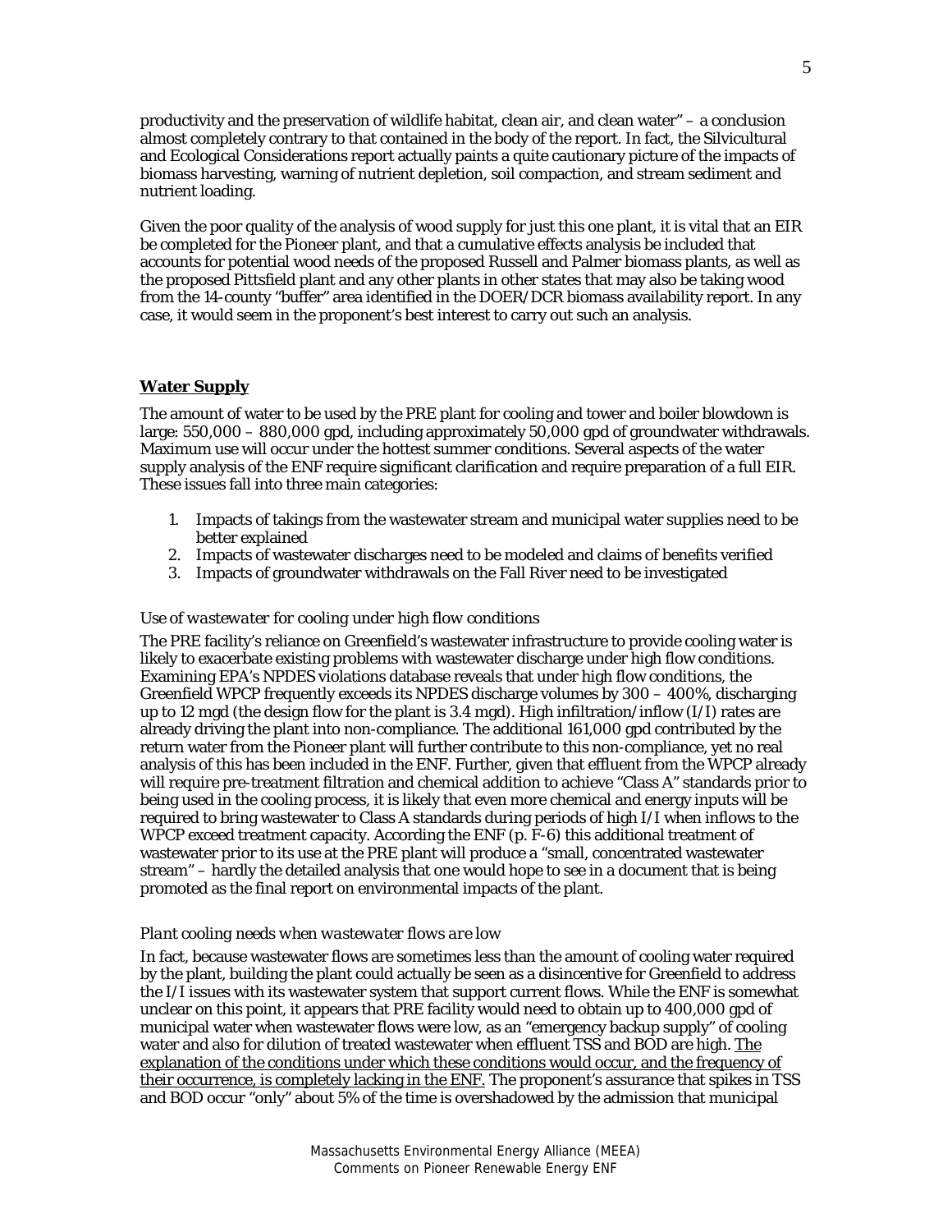productivity and the preservation of wildlife habitat, clean air, and clean water" – a conclusion almost completely contrary to that contained in the body of the report. In fact, the Silvicultural and Ecological Considerations report actually paints a quite cautionary picture of the impacts of biomass harvesting, warning of nutrient depletion, soil compaction, and stream sediment and nutrient loading.

Given the poor quality of the analysis of wood supply for just this one plant, it is vital that an EIR be completed for the Pioneer plant, and that a cumulative effects analysis be included that accounts for potential wood needs of the proposed Russell and Palmer biomass plants, as well as the proposed Pittsfield plant and any other plants in other states that may also be taking wood from the 14-county "buffer" area identified in the DOER/DCR biomass availability report. In any case, it would seem in the proponent's best interest to carry out such an analysis.

## **Water Supply**

The amount of water to be used by the PRE plant for cooling and tower and boiler blowdown is large: 550,000 – 880,000 gpd, including approximately 50,000 gpd of groundwater withdrawals. Maximum use will occur under the hottest summer conditions. Several aspects of the water supply analysis of the ENF require significant clarification and require preparation of a full EIR. These issues fall into three main categories:

1. Impacts of takings from the wastewater stream and municipal water supplies need to be better explained
2. Impacts of wastewater discharges need to be modeled and claims of benefits verified
3. Impacts of groundwater withdrawals on the Fall River need to be investigated

### *Use of wastewater for cooling under high flow conditions*

The PRE facility's reliance on Greenfield's wastewater infrastructure to provide cooling water is likely to exacerbate existing problems with wastewater discharge under high flow conditions. Examining EPA's NPDES violations database reveals that under high flow conditions, the Greenfield WPCP frequently exceeds its NPDES discharge volumes by 300 – 400%, discharging up to 12 mgd (the design flow for the plant is 3.4 mgd). High infiltration/inflow (I/I) rates are already driving the plant into non-compliance. The additional 161,000 gpd contributed by the return water from the Pioneer plant will further contribute to this non-compliance, yet no real analysis of this has been included in the ENF. Further, given that effluent from the WPCP already will require pre-treatment filtration and chemical addition to achieve "Class A" standards prior to being used in the cooling process, it is likely that even more chemical and energy inputs will be required to bring wastewater to Class A standards during periods of high I/I when inflows to the WPCP exceed treatment capacity. According the ENF (p. F-6) this additional treatment of wastewater prior to its use at the PRE plant will produce a "small, concentrated wastewater stream" – hardly the detailed analysis that one would hope to see in a document that is being promoted as the final report on environmental impacts of the plant.

### *Plant cooling needs when wastewater flows are low*

In fact, because wastewater flows are sometimes less than the amount of cooling water required by the plant, building the plant could actually be seen as a disincentive for Greenfield to address the I/I issues with its wastewater system that support current flows. While the ENF is somewhat unclear on this point, it appears that PRE facility would need to obtain up to 400,000 gpd of municipal water when wastewater flows were low, as an "emergency backup supply" of cooling water and also for dilution of treated wastewater when effluent TSS and BOD are high. <u>The explanation of the conditions under which these conditions would occur, and the frequency of their occurrence, is completely lacking in the ENF.</u> The proponent's assurance that spikes in TSS and BOD occur "only" about 5% of the time is overshadowed by the admission that municipal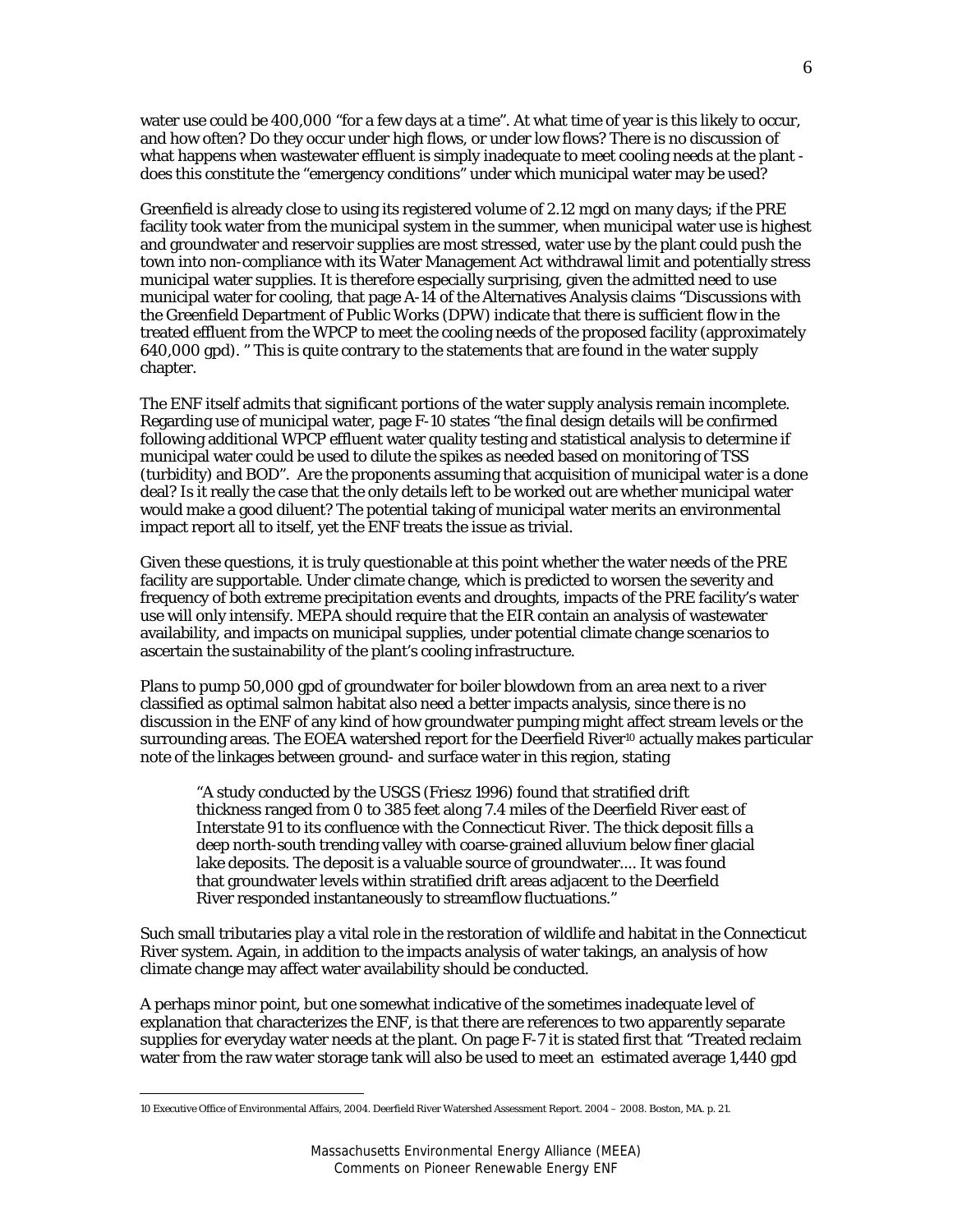water use could be 400,000 "for a few days at a time". At what time of year is this likely to occur, and how often? Do they occur under high flows, or under low flows? There is no discussion of what happens when wastewater effluent is simply inadequate to meet cooling needs at the plant - does this constitute the "emergency conditions" under which municipal water may be used?

Greenfield is already close to using its registered volume of 2.12 mgd on many days; if the PRE facility took water from the municipal system in the summer, when municipal water use is highest and groundwater and reservoir supplies are most stressed, water use by the plant could push the town into non-compliance with its Water Management Act withdrawal limit and potentially stress municipal water supplies. It is therefore especially surprising, given the admitted need to use municipal water for cooling, that page A-14 of the Alternatives Analysis claims "Discussions with the Greenfield Department of Public Works (DPW) indicate that there is sufficient flow in the treated effluent from the WPCP to meet the cooling needs of the proposed facility (approximately 640,000 gpd). " This is quite contrary to the statements that are found in the water supply chapter.

The ENF itself admits that significant portions of the water supply analysis remain incomplete. Regarding use of municipal water, page F-10 states "the final design details will be confirmed following additional WPCP effluent water quality testing and statistical analysis to determine if municipal water could be used to dilute the spikes as needed based on monitoring of TSS (turbidity) and BOD". Are the proponents assuming that acquisition of municipal water is a done deal? Is it really the case that the only details left to be worked out are whether municipal water would make a good diluent? The potential taking of municipal water merits an environmental impact report all to itself, yet the ENF treats the issue as trivial.

Given these questions, it is truly questionable at this point whether the water needs of the PRE facility are supportable. Under climate change, which is predicted to worsen the severity and frequency of both extreme precipitation events and droughts, impacts of the PRE facility's water use will only intensify. MEPA should require that the EIR contain an analysis of wastewater availability, and impacts on municipal supplies, under potential climate change scenarios to ascertain the sustainability of the plant's cooling infrastructure.

Plans to pump 50,000 gpd of groundwater for boiler blowdown from an area next to a river classified as optimal salmon habitat also need a better impacts analysis, since there is no discussion in the ENF of any kind of how groundwater pumping might affect stream levels or the surrounding areas. The EOEA watershed report for the Deerfield River[10] actually makes particular note of the linkages between ground- and surface water in this region, stating

> "A study conducted by the USGS (Friesz 1996) found that stratified drift thickness ranged from 0 to 385 feet along 7.4 miles of the Deerfield River east of Interstate 91 to its confluence with the Connecticut River. The thick deposit fills a deep north-south trending valley with coarse-grained alluvium below finer glacial lake deposits. The deposit is a valuable source of groundwater.... It was found that groundwater levels within stratified drift areas adjacent to the Deerfield River responded instantaneously to streamflow fluctuations."

Such small tributaries play a vital role in the restoration of wildlife and habitat in the Connecticut River system. Again, in addition to the impacts analysis of water takings, an analysis of how climate change may affect water availability should be conducted.

A perhaps minor point, but one somewhat indicative of the sometimes inadequate level of explanation that characterizes the ENF, is that there are references to two apparently separate supplies for everyday water needs at the plant. On page F-7 it is stated first that "Treated reclaim water from the raw water storage tank will also be used to meet an estimated average 1,440 gpd

---

10 Executive Office of Environmental Affairs, 2004. Deerfield River Watershed Assessment Report. 2004 – 2008. Boston, MA. p. 21.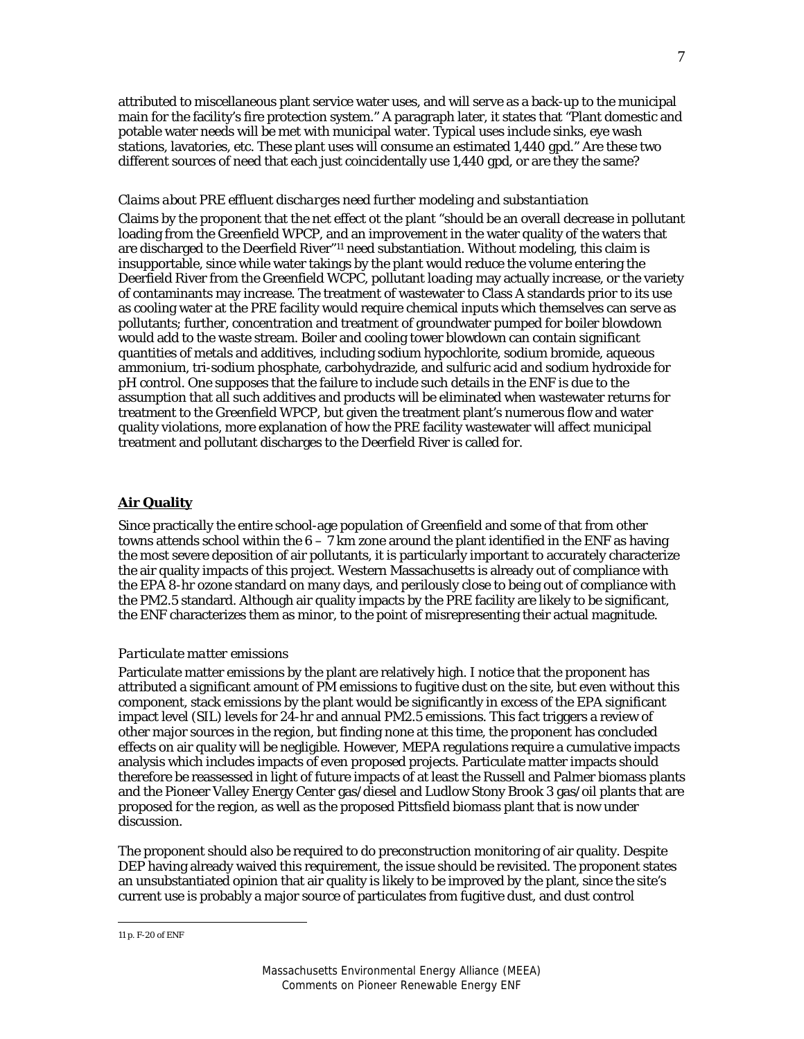attributed to miscellaneous plant service water uses, and will serve as a back-up to the municipal main for the facility's fire protection system." A paragraph later, it states that "Plant domestic and potable water needs will be met with municipal water. Typical uses include sinks, eye wash stations, lavatories, etc. These plant uses will consume an estimated 1,440 gpd." Are these two different sources of need that each just coincidentally use 1,440 gpd, or are they the same?

*Claims about PRE effluent discharges need further modeling and substantiation*

Claims by the proponent that the net effect ot the plant "should be an overall decrease in pollutant loading from the Greenfield WPCP, and an improvement in the water quality of the waters that are discharged to the Deerfield River"[11] need substantiation. Without modeling, this claim is insupportable, since while water takings by the plant would reduce the volume entering the Deerfield River from the Greenfield WCPC, pollutant *loading* may actually increase, or the variety of contaminants may increase. The treatment of wastewater to Class A standards prior to its use as cooling water at the PRE facility would require chemical inputs which themselves can serve as pollutants; further, concentration and treatment of groundwater pumped for boiler blowdown would add to the waste stream. Boiler and cooling tower blowdown can contain significant quantities of metals and additives, including sodium hypochlorite, sodium bromide, aqueous ammonium, tri-sodium phosphate, carbohydrazide, and sulfuric acid and sodium hydroxide for pH control. One supposes that the failure to include such details in the ENF is due to the assumption that all such additives and products will be eliminated when wastewater returns for treatment to the Greenfield WPCP, but given the treatment plant's numerous flow and water quality violations, more explanation of how the PRE facility wastewater will affect municipal treatment and pollutant discharges to the Deerfield River is called for.

## Air Quality

Since practically the entire school-age population of Greenfield and some of that from other towns attends school within the 6 – 7 km zone around the plant identified in the ENF as having the most severe deposition of air pollutants, it is particularly important to accurately characterize the air quality impacts of this project. Western Massachusetts is already out of compliance with the EPA 8-hr ozone standard on many days, and perilously close to being out of compliance with the PM2.5 standard. Although air quality impacts by the PRE facility are likely to be significant, the ENF characterizes them as minor, to the point of misrepresenting their actual magnitude.

*Particulate matter emissions*

Particulate matter emissions by the plant are relatively high. I notice that the proponent has attributed a significant amount of PM emissions to fugitive dust on the site, but even without this component, stack emissions by the plant would be significantly in excess of the EPA significant impact level (SIL) levels for 24-hr and annual PM2.5 emissions. This fact triggers a review of other major sources in the region, but finding none at this time, the proponent has concluded effects on air quality will be negligible. However, MEPA regulations require a cumulative impacts analysis which includes impacts of even *proposed* projects. Particulate matter impacts should therefore be reassessed in light of future impacts of at least the Russell and Palmer biomass plants and the Pioneer Valley Energy Center gas/diesel and Ludlow Stony Brook 3 gas/oil plants that are proposed for the region, as well as the proposed Pittsfield biomass plant that is now under discussion.

The proponent should also be required to do preconstruction monitoring of air quality. Despite DEP having already waived this requirement, the issue should be revisited. The proponent states an unsubstantiated opinion that air quality is likely to be improved by the plant, since the site's current use is probably a major source of particulates from fugitive dust, and dust control

[11] p. F-20 of ENF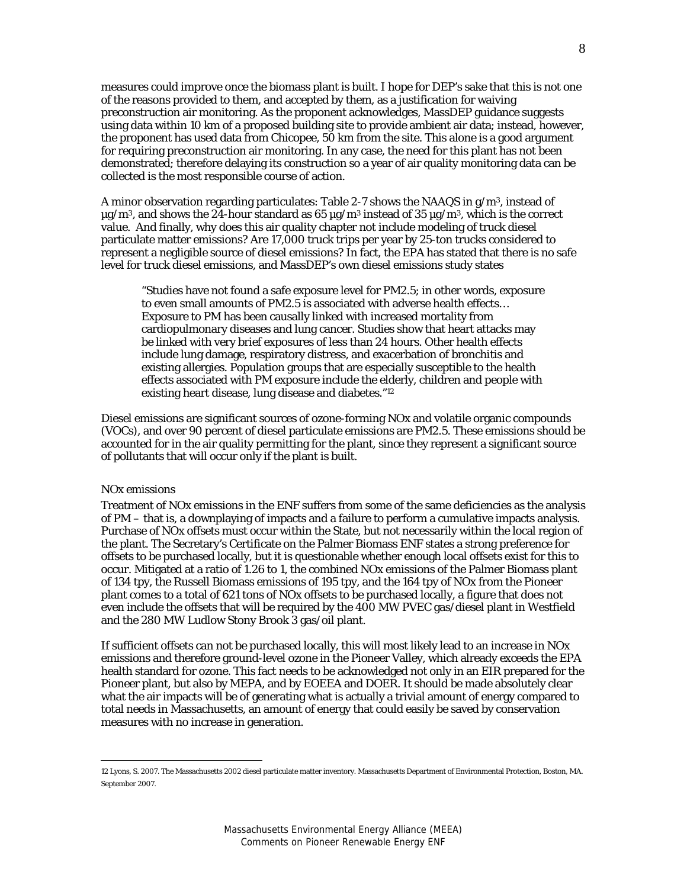measures could improve once the biomass plant is built. I hope for DEP's sake that this is not one of the reasons provided to them, and accepted by them, as a justification for waiving preconstruction air monitoring. As the proponent acknowledges, MassDEP guidance suggests using data within 10 km of a proposed building site to provide ambient air data; instead, however, the proponent has used data from Chicopee, 50 km from the site. This alone is a good argument for requiring preconstruction air monitoring. In any case, the need for this plant has not been demonstrated; therefore delaying its construction so a year of air quality monitoring data can be collected is the most responsible course of action.

A minor observation regarding particulates: Table 2-7 shows the NAAQS in $g/m^3$, instead of $\mu g/m^3$, and shows the 24-hour standard as 65 $\mu g/m^3$ instead of 35 $\mu g/m^3$, which is the correct value. And finally, why does this air quality chapter not include modeling of truck diesel particulate matter emissions? Are 17,000 truck trips per year by 25-ton trucks considered to represent a negligible source of diesel emissions? In fact, the EPA has stated that there is no safe level for truck diesel emissions, and MassDEP's own diesel emissions study states

> "Studies have not found a safe exposure level for PM2.5; in other words, exposure to even small amounts of PM2.5 is associated with adverse health effects… Exposure to PM has been causally linked with increased mortality from cardiopulmonary diseases and lung cancer. Studies show that heart attacks may be linked with very brief exposures of less than 24 hours. Other health effects include lung damage, respiratory distress, and exacerbation of bronchitis and existing allergies. Population groups that are especially susceptible to the health effects associated with PM exposure include the elderly, children and people with existing heart disease, lung disease and diabetes."[12]

Diesel emissions are significant sources of ozone-forming NOx and volatile organic compounds (VOCs), and over 90 percent of diesel particulate emissions are PM2.5. These emissions should be accounted for in the air quality permitting for the plant, since they represent a significant source of pollutants that will occur only if the plant is built.

NOx emissions

Treatment of NOx emissions in the ENF suffers from some of the same deficiencies as the analysis of PM – that is, a downplaying of impacts and a failure to perform a cumulative impacts analysis. Purchase of NOx offsets must occur within the State, but not necessarily within the local region of the plant. The Secretary's Certificate on the Palmer Biomass ENF states a strong preference for offsets to be purchased locally, but it is questionable whether enough local offsets exist for this to occur. Mitigated at a ratio of 1.26 to 1, the combined NOx emissions of the Palmer Biomass plant of 134 tpy, the Russell Biomass emissions of 195 tpy, and the 164 tpy of NOx from the Pioneer plant comes to a total of 621 tons of NOx offsets to be purchased locally, a figure that does not even include the offsets that will be required by the 400 MW PVEC gas/diesel plant in Westfield and the 280 MW Ludlow Stony Brook 3 gas/oil plant.

If sufficient offsets can not be purchased locally, this will most likely lead to an increase in NOx emissions and therefore ground-level ozone in the Pioneer Valley, which already exceeds the EPA health standard for ozone. This fact needs to be acknowledged not only in an EIR prepared for the Pioneer plant, but also by MEPA, and by EOEEA and DOER. It should be made absolutely clear what the air impacts will be of generating what is actually a trivial amount of energy compared to total needs in Massachusetts, an amount of energy that could easily be saved by conservation measures with no increase in generation.

---

12 Lyons, S. 2007. The Massachusetts 2002 diesel particulate matter inventory. Massachusetts Department of Environmental Protection, Boston, MA. September 2007.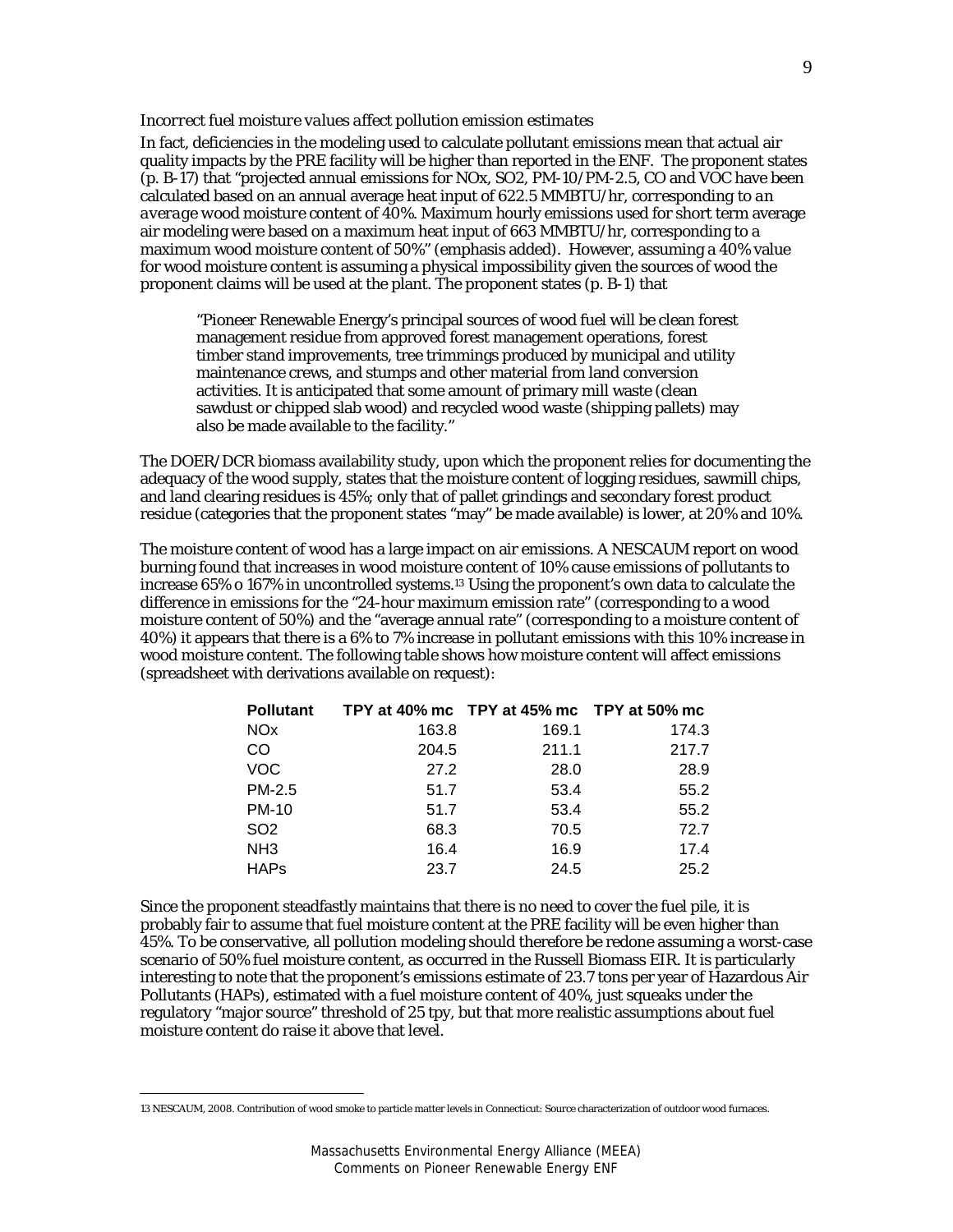*Incorrect fuel moisture values affect pollution emission estimates*

In fact, deficiencies in the modeling used to calculate pollutant emissions mean that actual air quality impacts by the PRE facility will be higher than reported in the ENF. The proponent states (p. B-17) that "projected annual emissions for NOx, SO2, PM-10/PM-2.5, CO and VOC have been calculated based on an annual average heat input of 622.5 MMBTU/hr, *corresponding to an average wood moisture content of 40%*. Maximum hourly emissions used for short term average air modeling were based on a maximum heat input of 663 MMBTU/hr, corresponding to a maximum wood moisture content of 50%" (emphasis added). However, assuming a 40% value for wood moisture content is assuming a physical impossibility given the sources of wood the proponent claims will be used at the plant. The proponent states (p. B-1) that

> "Pioneer Renewable Energy's principal sources of wood fuel will be clean forest management residue from approved forest management operations, forest timber stand improvements, tree trimmings produced by municipal and utility maintenance crews, and stumps and other material from land conversion activities. It is anticipated that some amount of primary mill waste (clean sawdust or chipped slab wood) and recycled wood waste (shipping pallets) may also be made available to the facility."

The DOER/DCR biomass availability study, upon which the proponent relies for documenting the adequacy of the wood supply, states that the moisture content of logging residues, sawmill chips, and land clearing residues is 45%; only that of pallet grindings and secondary forest product residue (categories that the proponent states "may" be made available) is lower, at 20% and 10%.

The moisture content of wood has a large impact on air emissions. A NESCAUM report on wood burning found that increases in wood moisture content of 10% cause emissions of pollutants to increase 65% o 167% in uncontrolled systems.[13] Using the proponent's own data to calculate the difference in emissions for the "24-hour maximum emission rate" (corresponding to a wood moisture content of 50%) and the "average annual rate" (corresponding to a moisture content of 40%) it appears that there is a 6% to 7% increase in pollutant emissions with this 10% increase in wood moisture content. The following table shows how moisture content will affect emissions (spreadsheet with derivations available on request):

| Pollutant | TPY at 40% mc | TPY at 45% mc | TPY at 50% mc |
|---|---|---|---|
| NOx | 163.8 | 169.1 | 174.3 |
| CO | 204.5 | 211.1 | 217.7 |
| VOC | 27.2 | 28.0 | 28.9 |
| PM-2.5 | 51.7 | 53.4 | 55.2 |
| PM-10 | 51.7 | 53.4 | 55.2 |
| SO2 | 68.3 | 70.5 | 72.7 |
| NH3 | 16.4 | 16.9 | 17.4 |
| HAPs | 23.7 | 24.5 | 25.2 |

Since the proponent steadfastly maintains that there is no need to cover the fuel pile, it is probably fair to assume that fuel moisture content at the PRE facility will be even higher than 45%. To be conservative, all pollution modeling should therefore be redone assuming a worst-case scenario of 50% fuel moisture content, as occurred in the Russell Biomass EIR. It is particularly interesting to note that the proponent's emissions estimate of 23.7 tons per year of Hazardous Air Pollutants (HAPs), estimated with a fuel moisture content of 40%, just squeaks under the regulatory "major source" threshold of 25 tpy, but that more realistic assumptions about fuel moisture content do raise it above that level.

---

13 NESCAUM, 2008. Contribution of wood smoke to particle matter levels in Connecticut: Source characterization of outdoor wood furnaces.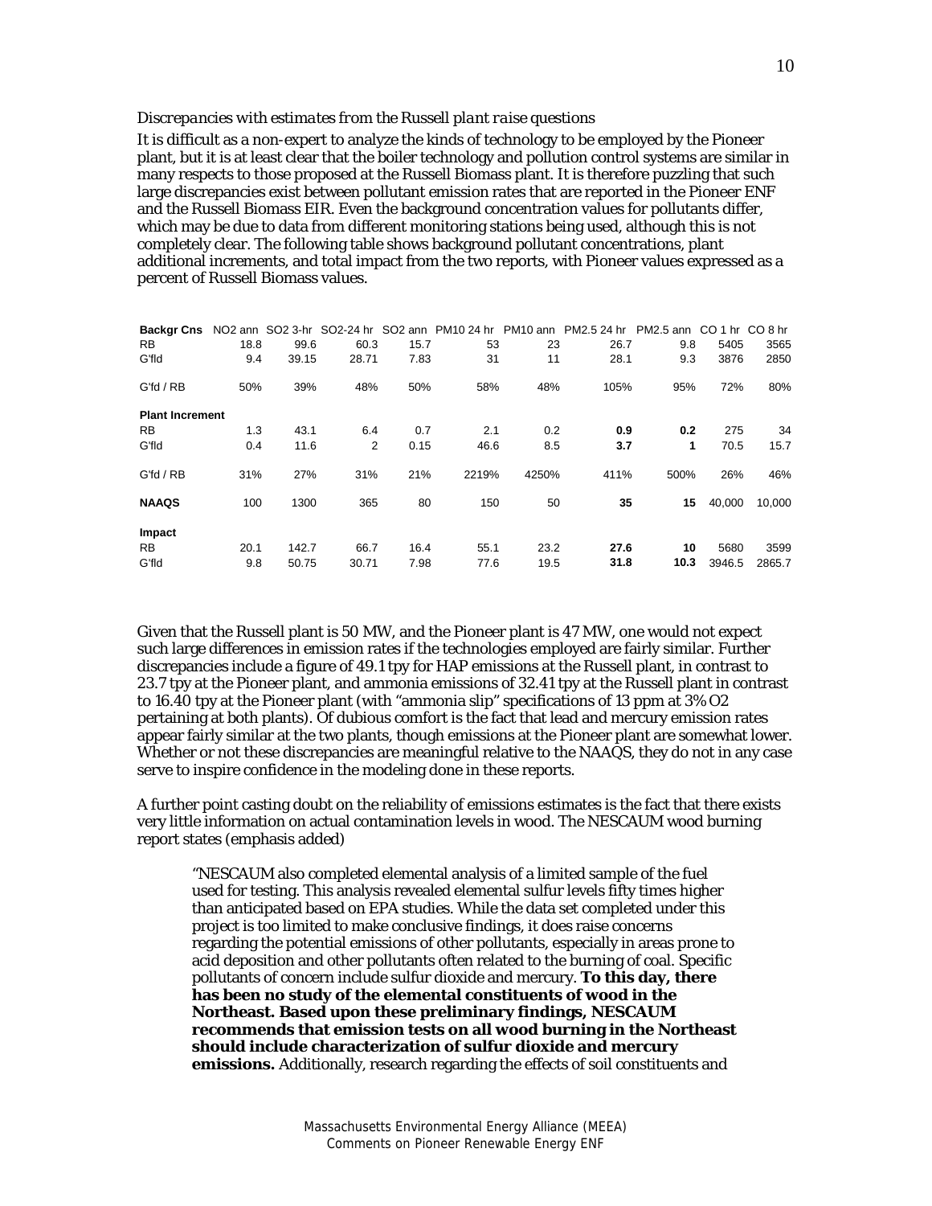*Discrepancies with estimates from the Russell plant raise questions*

It is difficult as a non-expert to analyze the kinds of technology to be employed by the Pioneer plant, but it is at least clear that the boiler technology and pollution control systems are similar in many respects to those proposed at the Russell Biomass plant. It is therefore puzzling that such large discrepancies exist between pollutant emission rates that are reported in the Pioneer ENF and the Russell Biomass EIR. Even the background concentration values for pollutants differ, which may be due to data from different monitoring stations being used, although this is not completely clear. The following table shows background pollutant concentrations, plant additional increments, and total impact from the two reports, with Pioneer values expressed as a percent of Russell Biomass values.

| **Backgr Cns** | NO2 ann | SO2 3-hr | SO2-24 hr | SO2 ann | PM10 24 hr | PM10 ann | PM2.5 24 hr | PM2.5 ann | CO 1 hr | CO 8 hr |
|---|---|---|---|---|---|---|---|---|---|---|
| RB | 18.8 | 99.6 | 60.3 | 15.7 | 53 | 23 | 26.7 | 9.8 | 5405 | 3565 |
| G'fld | 9.4 | 39.15 | 28.71 | 7.83 | 31 | 11 | 28.1 | 9.3 | 3876 | 2850 |
| G'fd / RB | 50% | 39% | 48% | 50% | 58% | 48% | 105% | 95% | 72% | 80% |
| **Plant Increment** | | | | | | | | | | |
| RB | 1.3 | 43.1 | 6.4 | 0.7 | 2.1 | 0.2 | **0.9** | **0.2** | 275 | 34 |
| G'fld | 0.4 | 11.6 | 2 | 0.15 | 46.6 | 8.5 | **3.7** | **1** | 70.5 | 15.7 |
| G'fd / RB | 31% | 27% | 31% | 21% | 2219% | 4250% | 411% | 500% | 26% | 46% |
| **NAAQS** | 100 | 1300 | 365 | 80 | 150 | 50 | **35** | **15** | 40,000 | 10,000 |
| **Impact** | | | | | | | | | | |
| RB | 20.1 | 142.7 | 66.7 | 16.4 | 55.1 | 23.2 | **27.6** | **10** | 5680 | 3599 |
| G'fld | 9.8 | 50.75 | 30.71 | 7.98 | 77.6 | 19.5 | **31.8** | **10.3** | 3946.5 | 2865.7 |

Given that the Russell plant is 50 MW, and the Pioneer plant is 47 MW, one would not expect such large differences in emission rates if the technologies employed are fairly similar. Further discrepancies include a figure of 49.1 tpy for HAP emissions at the Russell plant, in contrast to 23.7 tpy at the Pioneer plant, and ammonia emissions of 32.41 tpy at the Russell plant in contrast to 16.40 tpy at the Pioneer plant (with "ammonia slip" specifications of 13 ppm at 3% O2 pertaining at both plants). Of dubious comfort is the fact that lead and mercury emission rates appear fairly similar at the two plants, though emissions at the Pioneer plant are somewhat lower. Whether or not these discrepancies are meaningful relative to the NAAQS, they do not in any case serve to inspire confidence in the modeling done in these reports.

A further point casting doubt on the reliability of emissions estimates is the fact that there exists very little information on actual contamination levels in wood. The NESCAUM wood burning report states (emphasis added)

> "NESCAUM also completed elemental analysis of a limited sample of the fuel used for testing. This analysis revealed elemental sulfur levels fifty times higher than anticipated based on EPA studies. While the data set completed under this project is too limited to make conclusive findings, it does raise concerns regarding the potential emissions of other pollutants, especially in areas prone to acid deposition and other pollutants often related to the burning of coal. Specific pollutants of concern include sulfur dioxide and mercury. **To this day, there has been no study of the elemental constituents of wood in the Northeast. Based upon these preliminary findings, NESCAUM recommends that emission tests on all wood burning in the Northeast should include characterization of sulfur dioxide and mercury emissions.** Additionally, research regarding the effects of soil constituents and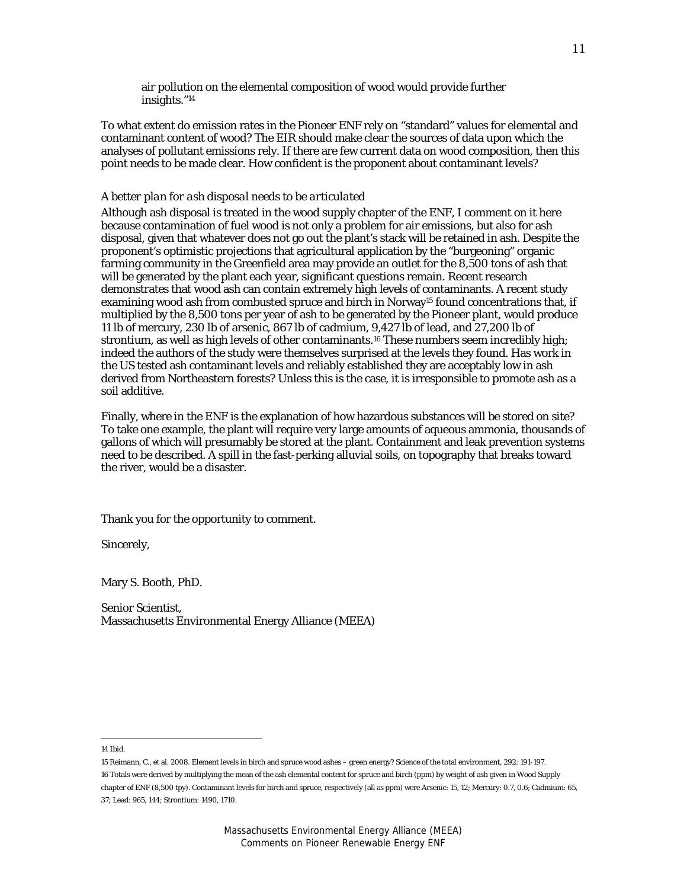air pollution on the elemental composition of wood would provide further insights."[14]

To what extent do emission rates in the Pioneer ENF rely on "standard" values for elemental and contaminant content of wood? The EIR should make clear the sources of data upon which the analyses of pollutant emissions rely. If there are few current data on wood composition, then this point needs to be made clear. How confident is the proponent about contaminant levels?

*A better plan for ash disposal needs to be articulated*

Although ash disposal is treated in the wood supply chapter of the ENF, I comment on it here because contamination of fuel wood is not only a problem for air emissions, but also for ash disposal, given that whatever does not go out the plant's stack will be retained in ash. Despite the proponent's optimistic projections that agricultural application by the "burgeoning" organic farming community in the Greenfield area may provide an outlet for the 8,500 tons of ash that will be generated by the plant each year, significant questions remain. Recent research demonstrates that wood ash can contain extremely high levels of contaminants. A recent study examining wood ash from combusted spruce and birch in Norway[15] found concentrations that, if multiplied by the 8,500 tons per year of ash to be generated by the Pioneer plant, would produce 11 lb of mercury, 230 lb of arsenic, 867 lb of cadmium, 9,427 lb of lead, and 27,200 lb of strontium, as well as high levels of other contaminants.[16] These numbers seem incredibly high; indeed the authors of the study were themselves surprised at the levels they found. Has work in the US tested ash contaminant levels and reliably established they are acceptably low in ash derived from Northeastern forests? Unless this is the case, it is irresponsible to promote ash as a soil additive.

Finally, where in the ENF is the explanation of how hazardous substances will be stored on site? To take one example, the plant will require very large amounts of aqueous ammonia, thousands of gallons of which will presumably be stored at the plant. Containment and leak prevention systems need to be described. A spill in the fast-perking alluvial soils, on topography that breaks toward the river, would be a disaster.

Thank you for the opportunity to comment.

Sincerely,

Mary S. Booth, PhD.

Senior Scientist,
Massachusetts Environmental Energy Alliance (MEEA)

---

14 Ibid.

15 Reimann, C., et al. 2008. Element levels in birch and spruce wood ashes – green energy? Science of the total environment, 292: 191-197.

16 Totals were derived by multiplying the mean of the ash elemental content for spruce and birch (ppm) by weight of ash given in Wood Supply chapter of ENF (8,500 tpy). Contaminant levels for birch and spruce, respectively (all as ppm) were Arsenic: 15, 12; Mercury: 0.7, 0.6; Cadmium: 65, 37; Lead: 965, 144; Strontium: 1490, 1710.